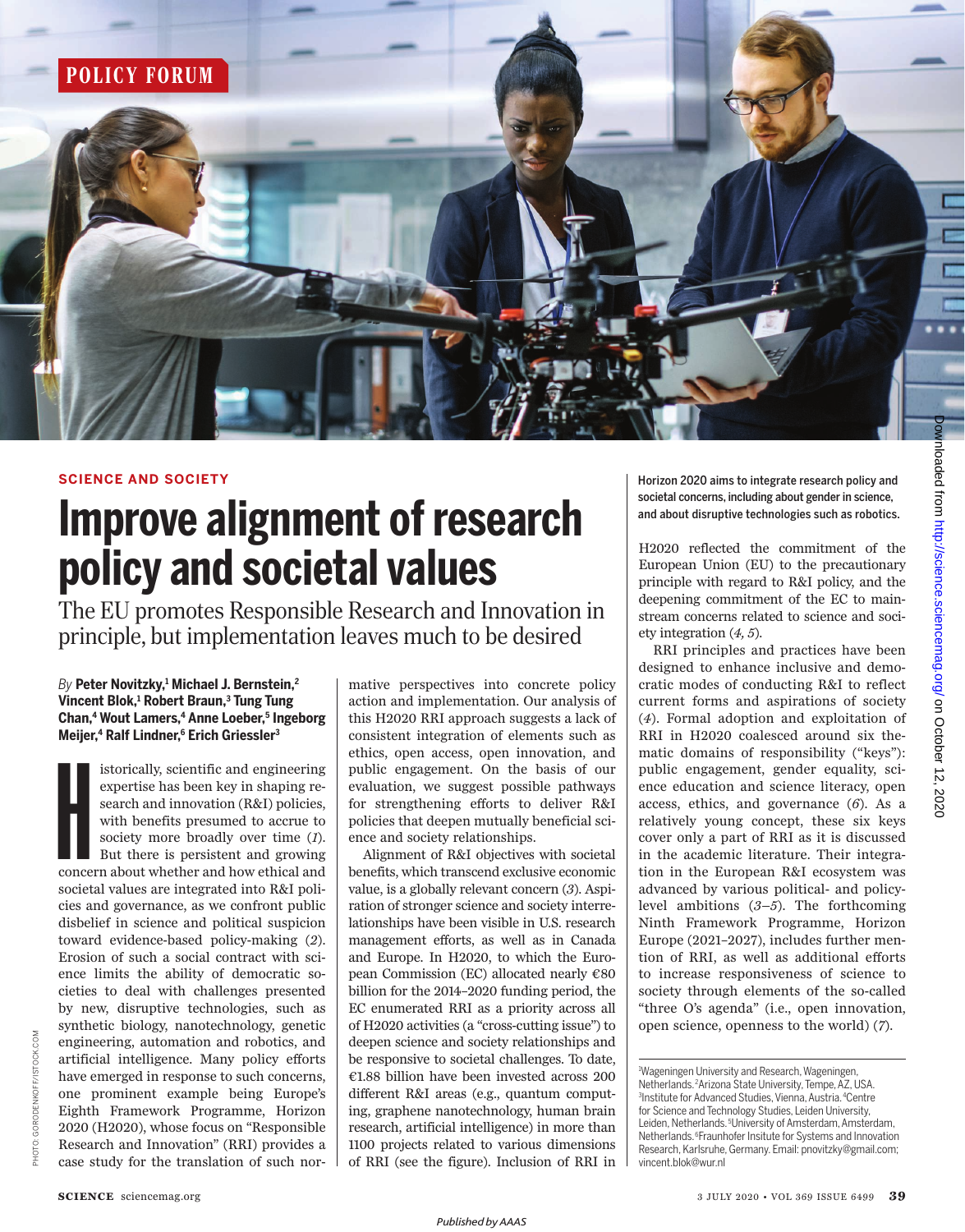POLICY FORUM

SCIENCE AND SOCIETY

# Improve alignment of research policy and societal values

## The EU promotes Responsible Research and Innovation in principle, but implementation leaves much to be desired

*By* **Peter Novitzky,[1] Michael J. Bernstein,[2] Vincent Blok,[1] Robert Braun,[3] Tung Tung Chan,[4] Wout Lamers,[4] Anne Loeber,[5] Ingeborg Meijer,[4] Ralf Lindner,[6] Erich Griessler[3]**

Horizon 2020 aims to integrate research policy and societal concerns, including about gender in science, and about disruptive technologies such as robotics.

Historically, scientific and engineering expertise has been key in shaping research and innovation (R&I) policies, with benefits presumed to accrue to society more broadly over time (*1*). But there is persistent and growing concern about whether and how ethical and societal values are integrated into R&I policies and governance, as we confront public disbelief in science and political suspicion toward evidence-based policy-making (*2*). Erosion of such a social contract with science limits the ability of democratic societies to deal with challenges presented by new, disruptive technologies, such as synthetic biology, nanotechnology, genetic engineering, automation and robotics, and artificial intelligence. Many policy efforts have emerged in response to such concerns, one prominent example being Europe's Eighth Framework Programme, Horizon 2020 (H2020), whose focus on "Responsible Research and Innovation" (RRI) provides a case study for the translation of such normative perspectives into concrete policy action and implementation. Our analysis of this H2020 RRI approach suggests a lack of consistent integration of elements such as ethics, open access, open innovation, and public engagement. On the basis of our evaluation, we suggest possible pathways for strengthening efforts to deliver R&I policies that deepen mutually beneficial science and society relationships.

Alignment of R&I objectives with societal benefits, which transcend exclusive economic value, is a globally relevant concern (*3*). Aspiration of stronger science and society interrelationships have been visible in U.S. research management efforts, as well as in Canada and Europe. In H2020, to which the European Commission (EC) allocated nearly €80 billion for the 2014–2020 funding period, the EC enumerated RRI as a priority across all of H2020 activities (a "cross-cutting issue") to deepen science and society relationships and be responsive to societal challenges. To date, €1.88 billion have been invested across 200 different R&I areas (e.g., quantum computing, graphene nanotechnology, human brain research, artificial intelligence) in more than 1100 projects related to various dimensions of RRI (see the figure). Inclusion of RRI in H2020 reflected the commitment of the European Union (EU) to the precautionary principle with regard to R&I policy, and the deepening commitment of the EC to mainstream concerns related to science and society integration (*4, 5*).

RRI principles and practices have been designed to enhance inclusive and democratic modes of conducting R&I to reflect current forms and aspirations of society (*4*). Formal adoption and exploitation of RRI in H2020 coalesced around six thematic domains of responsibility ("keys"): public engagement, gender equality, science education and science literacy, open access, ethics, and governance (*6*). As a relatively young concept, these six keys cover only a part of RRI as it is discussed in the academic literature. Their integration in the European R&I ecosystem was advanced by various political- and policy-level ambitions (*3*–*5*). The forthcoming Ninth Framework Programme, Horizon Europe (2021–2027), includes further mention of RRI, as well as additional efforts to increase responsiveness of science to society through elements of the so-called "three O's agenda" (i.e., open innovation, open science, openness to the world) (*7*).

[1]Wageningen University and Research, Wageningen, Netherlands. [2]Arizona State University, Tempe, AZ, USA. [3]Institute for Advanced Studies, Vienna, Austria. [4]Centre for Science and Technology Studies, Leiden University, Leiden, Netherlands. [5]University of Amsterdam, Amsterdam, Netherlands. [6]Fraunhofer Insitute for Systems and Innovation Research, Karlsruhe, Germany. Email: pnovitzky@gmail.com; vincent.blok@wur.nl

PHOTO: GORODENKOFF/ISTOCK.COM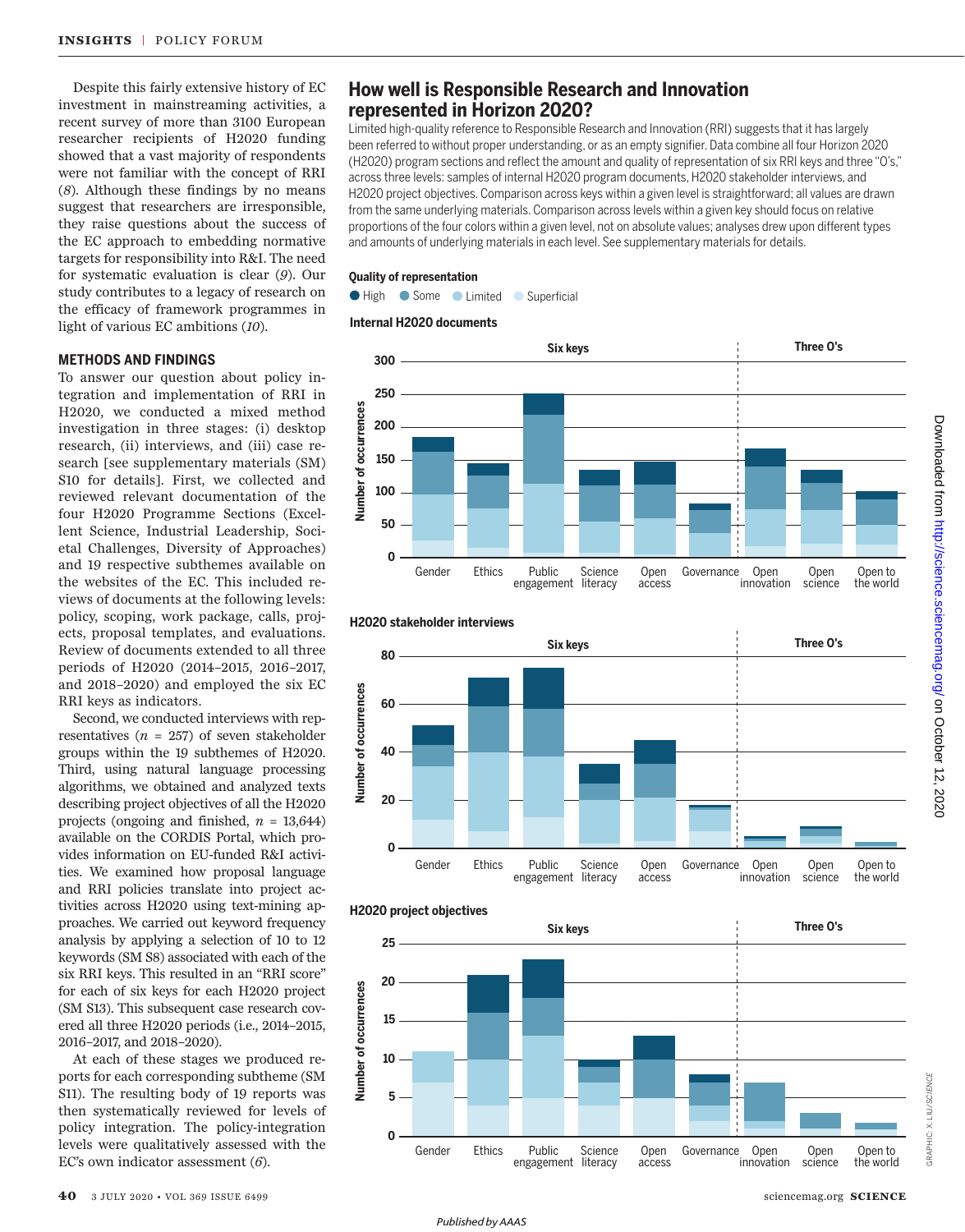Despite this fairly extensive history of EC investment in mainstreaming activities, a recent survey of more than 3100 European researcher recipients of H2020 funding showed that a vast majority of respondents were not familiar with the concept of RRI (*8*). Although these findings by no means suggest that researchers are irresponsible, they raise questions about the success of the EC approach to embedding normative targets for responsibility into R&I. The need for systematic evaluation is clear (*9*). Our study contributes to a legacy of research on the efficacy of framework programmes in light of various EC ambitions (*10*).

### METHODS AND FINDINGS

To answer our question about policy integration and implementation of RRI in H2020, we conducted a mixed method investigation in three stages: (i) desktop research, (ii) interviews, and (iii) case research [see supplementary materials (SM) S10 for details]. First, we collected and reviewed relevant documentation of the four H2020 Programme Sections (Excellent Science, Industrial Leadership, Societal Challenges, Diversity of Approaches) and 19 respective subthemes available on the websites of the EC. This included reviews of documents at the following levels: policy, scoping, work package, calls, projects, proposal templates, and evaluations. Review of documents extended to all three periods of H2020 (2014–2015, 2016–2017, and 2018–2020) and employed the six EC RRI keys as indicators.

Second, we conducted interviews with representatives ($n$ = 257) of seven stakeholder groups within the 19 subthemes of H2020. Third, using natural language processing algorithms, we obtained and analyzed texts describing project objectives of all the H2020 projects (ongoing and finished, $n$ = 13,644) available on the CORDIS Portal, which provides information on EU-funded R&I activities. We examined how proposal language and RRI policies translate into project activities across H2020 using text-mining approaches. We carried out keyword frequency analysis by applying a selection of 10 to 12 keywords (SM S8) associated with each of the six RRI keys. This resulted in an "RRI score" for each of six keys for each H2020 project (SM S13). This subsequent case research covered all three H2020 periods (i.e., 2014–2015, 2016–2017, and 2018–2020).

At each of these stages we produced reports for each corresponding subtheme (SM S11). The resulting body of 19 reports was then systematically reviewed for levels of policy integration. The policy-integration levels were qualitatively assessed with the EC's own indicator assessment (*6*).

## How well is Responsible Research and Innovation represented in Horizon 2020?

Limited high-quality reference to Responsible Research and Innovation (RRI) suggests that it has largely been referred to without proper understanding, or as an empty signifier. Data combine all four Horizon 2020 (H2020) program sections and reflect the amount and quality of representation of six RRI keys and three "O's," across three levels: samples of internal H2020 program documents, H2020 stakeholder interviews, and H2020 project objectives. Comparison across keys within a given level is straightforward; all values are drawn from the same underlying materials. Comparison across levels within a given key should focus on relative proportions of the four colors within a given level, not on absolute values; analyses drew upon different types and amounts of underlying materials in each level. See supplementary materials for details.

**Quality of representation**

High · Some · Limited · Superficial

**Internal H2020 documents**

Six keys | Three O's

Number of occurrences: 0, 50, 100, 150, 200, 250, 300

Gender, Ethics, Public engagement, Science literacy, Open access, Governance, Open innovation, Open science, Open to the world

**H2020 stakeholder interviews**

Six keys | Three O's

Number of occurrences: 0, 20, 40, 60, 80

Gender, Ethics, Public engagement, Science literacy, Open access, Governance, Open innovation, Open science, Open to the world

**H2020 project objectives**

Six keys | Three O's

Number of occurrences: 0, 5, 10, 15, 20, 25

Gender, Ethics, Public engagement, Science literacy, Open access, Governance, Open innovation, Open science, Open to the world

GRAPHIC: X. LIU/*SCIENCE*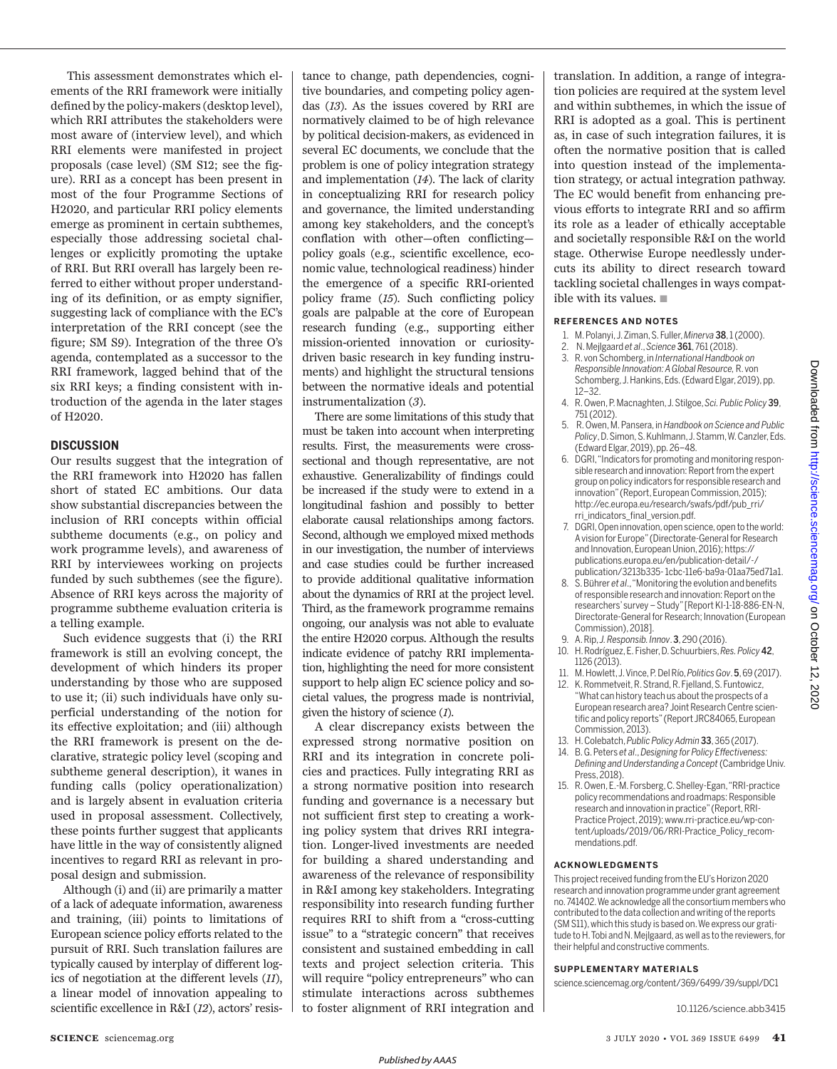This assessment demonstrates which elements of the RRI framework were initially defined by the policy-makers (desktop level), which RRI attributes the stakeholders were most aware of (interview level), and which RRI elements were manifested in project proposals (case level) (SM S12; see the figure). RRI as a concept has been present in most of the four Programme Sections of H2020, and particular RRI policy elements emerge as prominent in certain subthemes, especially those addressing societal challenges or explicitly promoting the uptake of RRI. But RRI overall has largely been referred to either without proper understanding of its definition, or as empty signifier, suggesting lack of compliance with the EC's interpretation of the RRI concept (see the figure; SM S9). Integration of the three O's agenda, contemplated as a successor to the RRI framework, lagged behind that of the six RRI keys; a finding consistent with introduction of the agenda in the later stages of H2020.

## DISCUSSION

Our results suggest that the integration of the RRI framework into H2020 has fallen short of stated EC ambitions. Our data show substantial discrepancies between the inclusion of RRI concepts within official subtheme documents (e.g., on policy and work programme levels), and awareness of RRI by interviewees working on projects funded by such subthemes (see the figure). Absence of RRI keys across the majority of programme subtheme evaluation criteria is a telling example.

Such evidence suggests that (i) the RRI framework is still an evolving concept, the development of which hinders its proper understanding by those who are supposed to use it; (ii) such individuals have only superficial understanding of the notion for its effective exploitation; and (iii) although the RRI framework is present on the declarative, strategic policy level (scoping and subtheme general description), it wanes in funding calls (policy operationalization) and is largely absent in evaluation criteria used in proposal assessment. Collectively, these points further suggest that applicants have little in the way of consistently aligned incentives to regard RRI as relevant in proposal design and submission.

Although (i) and (ii) are primarily a matter of a lack of adequate information, awareness and training, (iii) points to limitations of European science policy efforts related to the pursuit of RRI. Such translation failures are typically caused by interplay of different logics of negotiation at the different levels (*11*), a linear model of innovation appealing to scientific excellence in R&I (*12*), actors' resistance to change, path dependencies, cognitive boundaries, and competing policy agendas (*13*). As the issues covered by RRI are normatively claimed to be of high relevance by political decision-makers, as evidenced in several EC documents, we conclude that the problem is one of policy integration strategy and implementation (*14*). The lack of clarity in conceptualizing RRI for research policy and governance, the limited understanding among key stakeholders, and the concept's conflation with other—often conflicting—policy goals (e.g., scientific excellence, economic value, technological readiness) hinder the emergence of a specific RRI-oriented policy frame (*15*). Such conflicting policy goals are palpable at the core of European research funding (e.g., supporting either mission-oriented innovation or curiosity-driven basic research in key funding instruments) and highlight the structural tensions between the normative ideals and potential instrumentalization (*3*).

There are some limitations of this study that must be taken into account when interpreting results. First, the measurements were cross-sectional and though representative, are not exhaustive. Generalizability of findings could be increased if the study were to extend in a longitudinal fashion and possibly to better elaborate causal relationships among factors. Second, although we employed mixed methods in our investigation, the number of interviews and case studies could be further increased to provide additional qualitative information about the dynamics of RRI at the project level. Third, as the framework programme remains ongoing, our analysis was not able to evaluate the entire H2020 corpus. Although the results indicate evidence of patchy RRI implementation, highlighting the need for more consistent support to help align EC science policy and societal values, the progress made is nontrivial, given the history of science (*1*).

A clear discrepancy exists between the expressed strong normative position on RRI and its integration in concrete policies and practices. Fully integrating RRI as a strong normative position into research funding and governance is a necessary but not sufficient first step to creating a working policy system that drives RRI integration. Longer-lived investments are needed for building a shared understanding and awareness of the relevance of responsibility in R&I among key stakeholders. Integrating responsibility into research funding further requires RRI to shift from a "cross-cutting issue" to a "strategic concern" that receives consistent and sustained embedding in call texts and project selection criteria. This will require "policy entrepreneurs" who can stimulate interactions across subthemes to foster alignment of RRI integration and translation. In addition, a range of integration policies are required at the system level and within subthemes, in which the issue of RRI is adopted as a goal. This is pertinent as, in case of such integration failures, it is often the normative position that is called into question instead of the implementation strategy, or actual integration pathway. The EC would benefit from enhancing previous efforts to integrate RRI and so affirm its role as a leader of ethically acceptable and societally responsible R&I on the world stage. Otherwise Europe needlessly undercuts its ability to direct research toward tackling societal challenges in ways compatible with its values. ■

### REFERENCES AND NOTES

1. M. Polanyi, J. Ziman, S. Fuller, *Minerva* **38**, 1 (2000).
2. N. Mejlgaard *et al.*, *Science* **361**, 761 (2018).
3. R. von Schomberg, in *International Handbook on Responsible Innovation: A Global Resource*, R. von Schomberg, J. Hankins, Eds. (Edward Elgar, 2019), pp. 12–32.
4. R. Owen, P. Macnaghten, J. Stilgoe, *Sci. Public Policy* **39**, 751 (2012).
5. R. Owen, M. Pansera, in *Handbook on Science and Public Policy*, D. Simon, S. Kuhlmann, J. Stamm, W. Canzler, Eds. (Edward Elgar, 2019), pp. 26–48.
6. DGRI, "Indicators for promoting and monitoring responsible research and innovation: Report from the expert group on policy indicators for responsible research and innovation" (Report, European Commission, 2015); http://ec.europa.eu/research/swafs/pdf/pub_rri/rri_indicators_final_version.pdf.
7. DGRI, Open innovation, open science, open to the world: A vision for Europe" (Directorate-General for Research and Innovation, European Union, 2016); https://publications.europa.eu/en/publication-detail/-/publication/3213b335-1cbc-11e6-ba9a-01aa75ed71a1.
8. S. Bührer *et al.*, "Monitoring the evolution and benefits of responsible research and innovation: Report on the researchers' survey – Study" [Report KI-1-18-886-EN-N, Directorate-General for Research; Innovation (European Commission), 2018].
9. A. Rip, *J. Responsib. Innov*. **3**, 290 (2016).
10. H. Rodríguez, E. Fisher, D. Schuurbiers, *Res. Policy* **42**, 1126 (2013).
11. M. Howlett, J. Vince, P. Del Río, *Politics Gov*. **5**, 69 (2017).
12. K. Rommetveit, R. Strand, R. Fjelland, S. Funtowicz, "What can history teach us about the prospects of a European research area? Joint Research Centre scientific and policy reports" (Report JRC84065, European Commission, 2013).
13. H. Colebatch, *Public Policy Admin* **33**, 365 (2017).
14. B. G. Peters *et al.*, *Designing for Policy Effectiveness: Defining and Understanding a Concept* (Cambridge Univ. Press, 2018).
15. R. Owen, E.-M. Forsberg, C. Shelley-Egan, "RRI-practice policy recommendations and roadmaps: Responsible research and innovation in practice" (Report, RRI-Practice Project, 2019); www.rri-practice.eu/wp-content/uploads/2019/06/RRI-Practice_Policy_recommendations.pdf.

### ACKNOWLEDGMENTS

This project received funding from the EU's Horizon 2020 research and innovation programme under grant agreement no. 741402. We acknowledge all the consortium members who contributed to the data collection and writing of the reports (SM S11), which this study is based on. We express our gratitude to H. Tobi and N. Mejlgaard, as well as to the reviewers, for their helpful and constructive comments.

### SUPPLEMENTARY MATERIALS

science.sciencemag.org/content/369/6499/39/suppl/DC1

10.1126/science.abb3415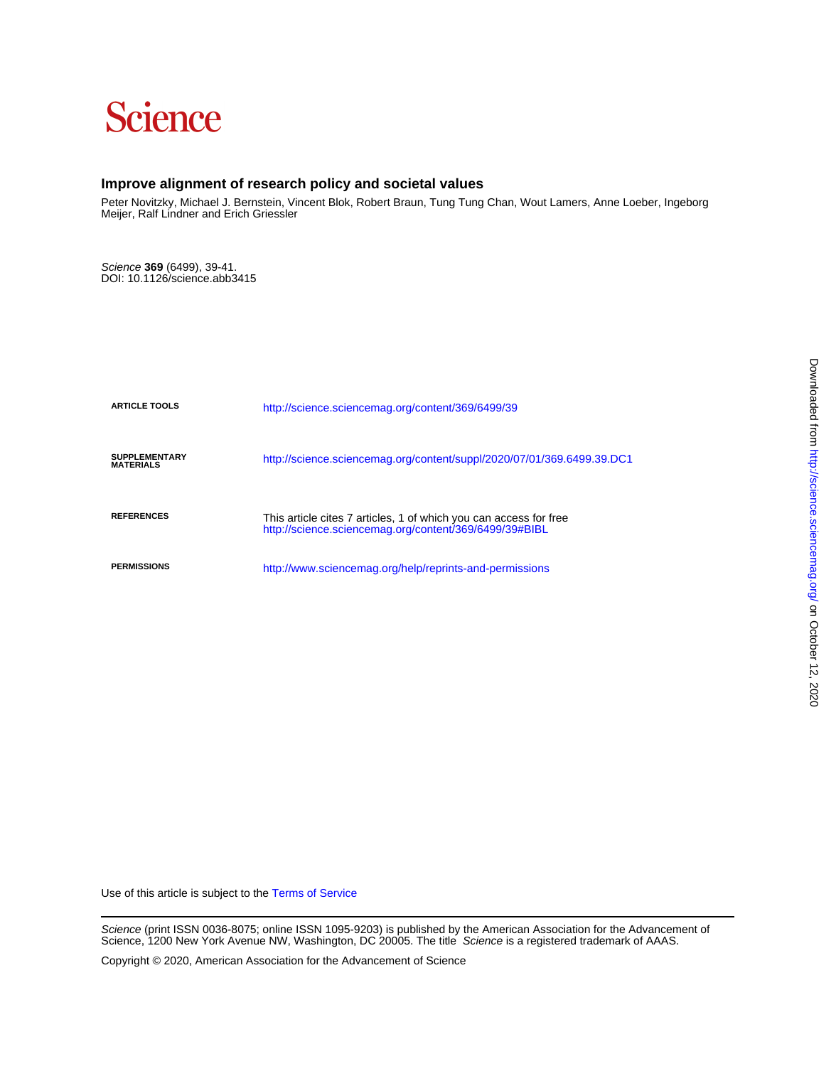# Science

## Improve alignment of research policy and societal values

Peter Novitzky, Michael J. Bernstein, Vincent Blok, Robert Braun, Tung Tung Chan, Wout Lamers, Anne Loeber, Ingeborg Meijer, Ralf Lindner and Erich Griessler

*Science* **369** (6499), 39-41.
DOI: 10.1126/science.abb3415

| | |
|---|---|
| **ARTICLE TOOLS** | http://science.sciencemag.org/content/369/6499/39 |
| **SUPPLEMENTARY MATERIALS** | http://science.sciencemag.org/content/suppl/2020/07/01/369.6499.39.DC1 |
| **REFERENCES** | This article cites 7 articles, 1 of which you can access for free http://science.sciencemag.org/content/369/6499/39#BIBL |
| **PERMISSIONS** | http://www.sciencemag.org/help/reprints-and-permissions |

Use of this article is subject to the Terms of Service

*Science* (print ISSN 0036-8075; online ISSN 1095-9203) is published by the American Association for the Advancement of Science, 1200 New York Avenue NW, Washington, DC 20005. The title *Science* is a registered trademark of AAAS.

Copyright © 2020, American Association for the Advancement of Science

Downloaded from http://science.sciencemag.org/ on October 12, 2020